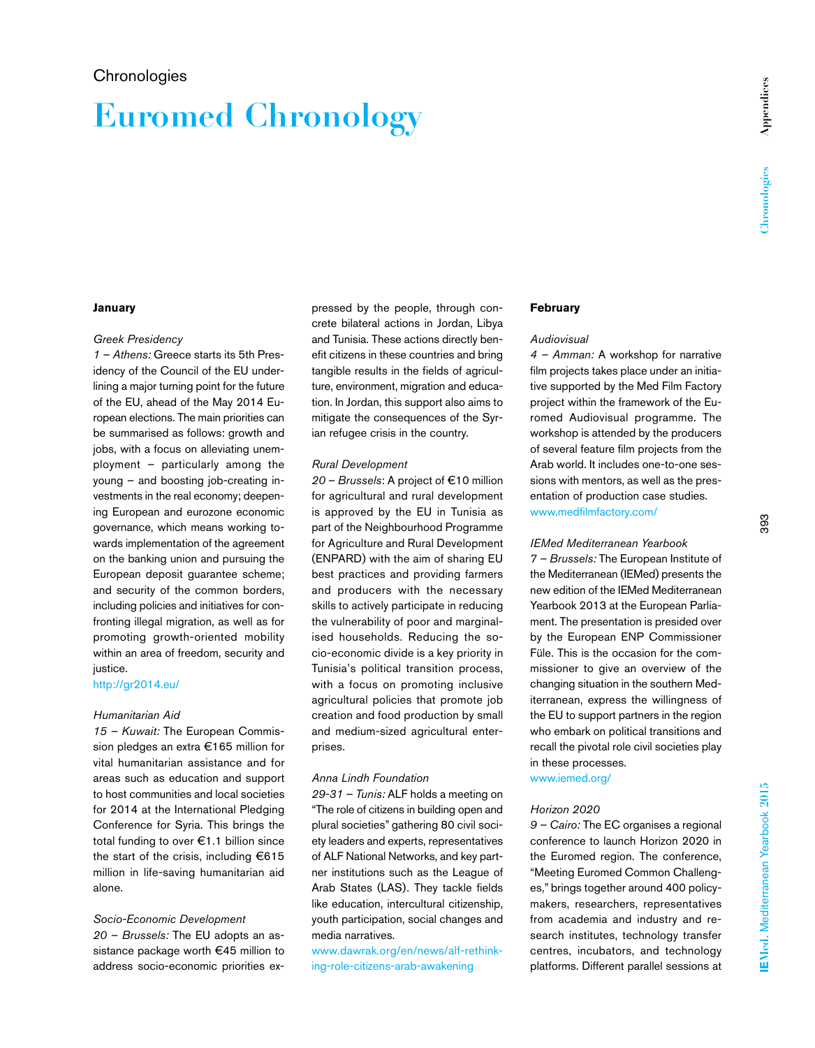Chronologies

# Euromed Chronology

## January

*Greek Presidency*

*1 – Athens:* Greece starts its 5th Presidency of the Council of the EU underlining a major turning point for the future of the EU, ahead of the May 2014 European elections. The main priorities can be summarised as follows: growth and jobs, with a focus on alleviating unemployment – particularly among the young – and boosting job-creating investments in the real economy; deepening European and eurozone economic governance, which means working towards implementation of the agreement on the banking union and pursuing the European deposit guarantee scheme; and security of the common borders, including policies and initiatives for confronting illegal migration, as well as for promoting growth-oriented mobility within an area of freedom, security and justice.

http://gr2014.eu/

*Humanitarian Aid*

*15 – Kuwait:* The European Commission pledges an extra €165 million for vital humanitarian assistance and for areas such as education and support to host communities and local societies for 2014 at the International Pledging Conference for Syria. This brings the total funding to over €1.1 billion since the start of the crisis, including €615 million in life-saving humanitarian aid alone.

*Socio-Economic Development*

*20 – Brussels:* The EU adopts an assistance package worth €45 million to address socio-economic priorities expressed by the people, through concrete bilateral actions in Jordan, Libya and Tunisia. These actions directly benefit citizens in these countries and bring tangible results in the fields of agriculture, environment, migration and education. In Jordan, this support also aims to mitigate the consequences of the Syrian refugee crisis in the country.

*Rural Development*

*20 – Brussels*: A project of €10 million for agricultural and rural development is approved by the EU in Tunisia as part of the Neighbourhood Programme for Agriculture and Rural Development (ENPARD) with the aim of sharing EU best practices and providing farmers and producers with the necessary skills to actively participate in reducing the vulnerability of poor and marginalised households. Reducing the socio-economic divide is a key priority in Tunisia's political transition process, with a focus on promoting inclusive agricultural policies that promote job creation and food production by small and medium-sized agricultural enterprises.

*Anna Lindh Foundation*

*29-31 – Tunis:* ALF holds a meeting on "The role of citizens in building open and plural societies" gathering 80 civil society leaders and experts, representatives of ALF National Networks, and key partner institutions such as the League of Arab States (LAS). They tackle fields like education, intercultural citizenship, youth participation, social changes and media narratives.

www.dawrak.org/en/news/alf-rethinking-role-citizens-arab-awakening

## February

*Audiovisual*

*4 – Amman:* A workshop for narrative film projects takes place under an initiative supported by the Med Film Factory project within the framework of the Euromed Audiovisual programme. The workshop is attended by the producers of several feature film projects from the Arab world. It includes one-to-one sessions with mentors, as well as the presentation of production case studies.

www.medfilmfactory.com/

*IEMed Mediterranean Yearbook*

*7 – Brussels:* The European Institute of the Mediterranean (IEMed) presents the new edition of the IEMed Mediterranean Yearbook 2013 at the European Parliament. The presentation is presided over by the European ENP Commissioner Füle. This is the occasion for the commissioner to give an overview of the changing situation in the southern Mediterranean, express the willingness of the EU to support partners in the region who embark on political transitions and recall the pivotal role civil societies play in these processes.

www.iemed.org/

*Horizon 2020*

*9 – Cairo:* The EC organises a regional conference to launch Horizon 2020 in the Euromed region. The conference, "Meeting Euromed Common Challenges," brings together around 400 policymakers, researchers, representatives from academia and industry and research institutes, technology transfer centres, incubators, and technology platforms. Different parallel sessions at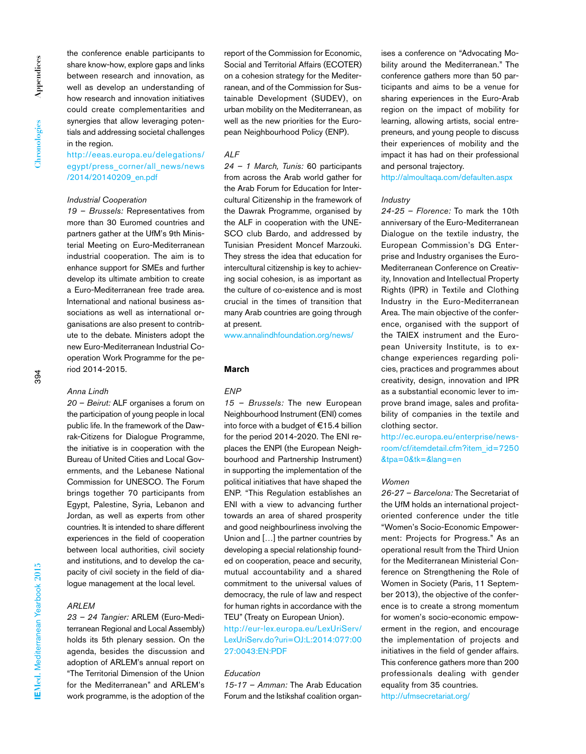the conference enable participants to share know-how, explore gaps and links between research and innovation, as well as develop an understanding of how research and innovation initiatives could create complementarities and synergies that allow leveraging potentials and addressing societal challenges in the region.
http://eeas.europa.eu/delegations/egypt/press_corner/all_news/news/2014/20140209_en.pdf

*Industrial Cooperation*
*19 – Brussels:* Representatives from more than 30 Euromed countries and partners gather at the UfM's 9th Ministerial Meeting on Euro-Mediterranean industrial cooperation. The aim is to enhance support for SMEs and further develop its ultimate ambition to create a Euro-Mediterranean free trade area. International and national business associations as well as international organisations are also present to contribute to the debate. Ministers adopt the new Euro-Mediterranean Industrial Cooperation Work Programme for the period 2014-2015.

*Anna Lindh*
*20 – Beirut:* ALF organises a forum on the participation of young people in local public life. In the framework of the Dawrak-Citizens for Dialogue Programme, the initiative is in cooperation with the Bureau of United Cities and Local Governments, and the Lebanese National Commission for UNESCO. The Forum brings together 70 participants from Egypt, Palestine, Syria, Lebanon and Jordan, as well as experts from other countries. It is intended to share different experiences in the field of cooperation between local authorities, civil society and institutions, and to develop the capacity of civil society in the field of dialogue management at the local level.

*ARLEM*
*23 – 24 Tangier:* ARLEM (Euro-Mediterranean Regional and Local Assembly) holds its 5th plenary session. On the agenda, besides the discussion and adoption of ARLEM's annual report on "The Territorial Dimension of the Union for the Mediterranean" and ARLEM's work programme, is the adoption of the report of the Commission for Economic, Social and Territorial Affairs (ECOTER) on a cohesion strategy for the Mediterranean, and of the Commission for Sustainable Development (SUDEV), on urban mobility on the Mediterranean, as well as the new priorities for the European Neighbourhood Policy (ENP).

*ALF*
*24 – 1 March, Tunis:* 60 participants from across the Arab world gather for the Arab Forum for Education for Intercultural Citizenship in the framework of the Dawrak Programme, organised by the ALF in cooperation with the UNESCO club Bardo, and addressed by Tunisian President Moncef Marzouki. They stress the idea that education for intercultural citizenship is key to achieving social cohesion, is as important as the culture of co-existence and is most crucial in the times of transition that many Arab countries are going through at present.
www.annalindhfoundation.org/news/

**March**

*ENP*
*15 – Brussels:* The new European Neighbourhood Instrument (ENI) comes into force with a budget of €15.4 billion for the period 2014-2020. The ENI replaces the ENPI (the European Neighbourhood and Partnership Instrument) in supporting the implementation of the political initiatives that have shaped the ENP. "This Regulation establishes an ENI with a view to advancing further towards an area of shared prosperity and good neighbourliness involving the Union and […] the partner countries by developing a special relationship founded on cooperation, peace and security, mutual accountability and a shared commitment to the universal values of democracy, the rule of law and respect for human rights in accordance with the TEU" (Treaty on European Union).
http://eur-lex.europa.eu/LexUriServ/LexUriServ.do?uri=OJ:L:2014:077:0027:0043:EN:PDF

*Education*
*15-17 – Amman:* The Arab Education Forum and the Istikshaf coalition organises a conference on "Advocating Mobility around the Mediterranean." The conference gathers more than 50 participants and aims to be a venue for sharing experiences in the Euro-Arab region on the impact of mobility for learning, allowing artists, social entrepreneurs, and young people to discuss their experiences of mobility and the impact it has had on their professional and personal trajectory.
http://almoultaqa.com/defaulten.aspx

*Industry*
*24-25 – Florence:* To mark the 10th anniversary of the Euro-Mediterranean Dialogue on the textile industry, the European Commission's DG Enterprise and Industry organises the Euro-Mediterranean Conference on Creativity, Innovation and Intellectual Property Rights (IPR) in Textile and Clothing Industry in the Euro-Mediterranean Area. The main objective of the conference, organised with the support of the TAIEX instrument and the European University Institute, is to exchange experiences regarding policies, practices and programmes about creativity, design, innovation and IPR as a substantial economic lever to improve brand image, sales and profitability of companies in the textile and clothing sector.
http://ec.europa.eu/enterprise/newsroom/cf/itemdetail.cfm?item_id=7250&tpa=0&tk=&lang=en

*Women*
*26-27 – Barcelona:* The Secretariat of the UfM holds an international project-oriented conference under the title "Women's Socio-Economic Empowerment: Projects for Progress." As an operational result from the Third Union for the Mediterranean Ministerial Conference on Strengthening the Role of Women in Society (Paris, 11 September 2013), the objective of the conference is to create a strong momentum for women's socio-economic empowerment in the region, and encourage the implementation of projects and initiatives in the field of gender affairs. This conference gathers more than 200 professionals dealing with gender equality from 35 countries.
http://ufmsecretariat.org/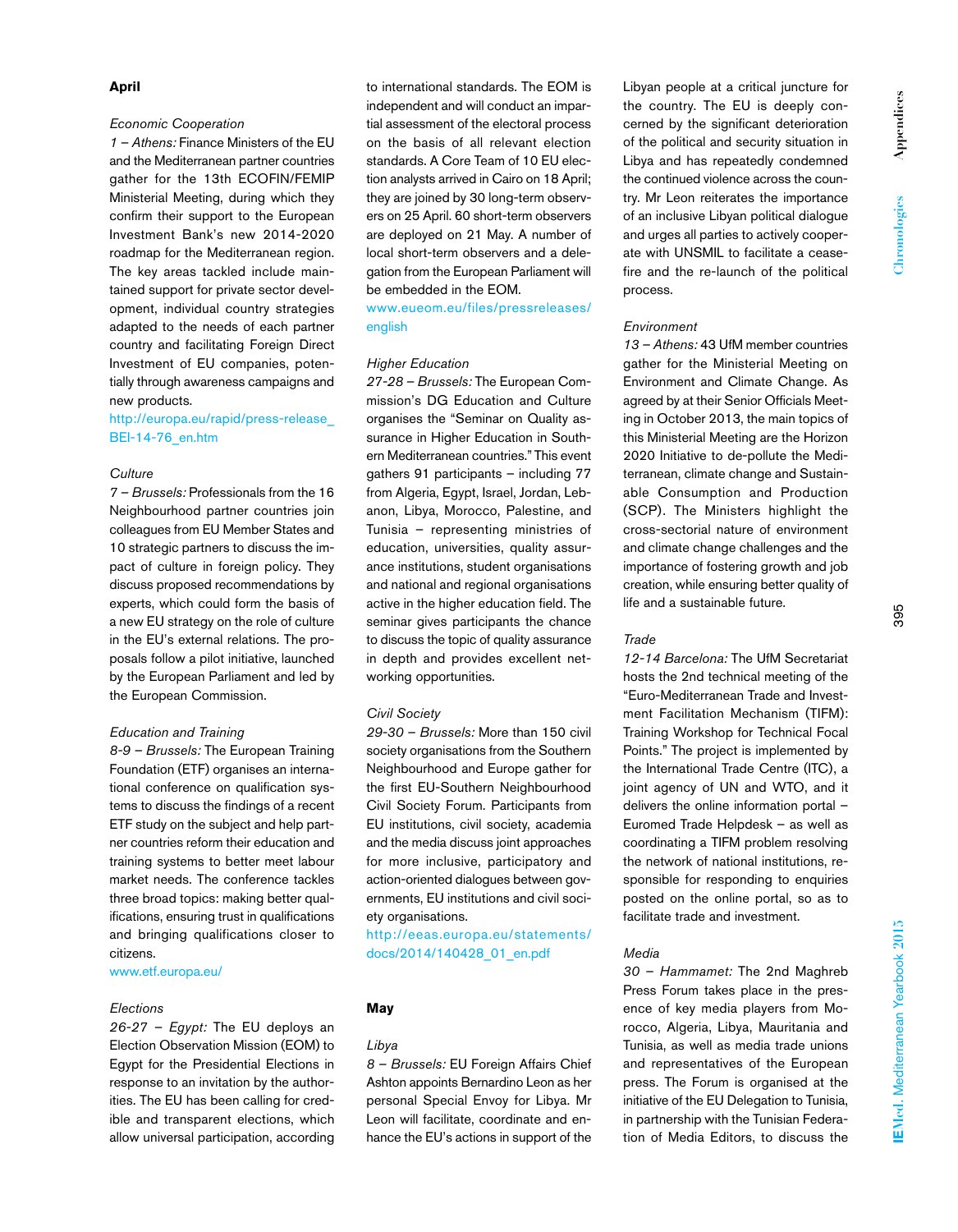## April

*Economic Cooperation*

*1 – Athens:* Finance Ministers of the EU and the Mediterranean partner countries gather for the 13th ECOFIN/FEMIP Ministerial Meeting, during which they confirm their support to the European Investment Bank's new 2014-2020 roadmap for the Mediterranean region. The key areas tackled include maintained support for private sector development, individual country strategies adapted to the needs of each partner country and facilitating Foreign Direct Investment of EU companies, potentially through awareness campaigns and new products.

http://europa.eu/rapid/press-release_BEI-14-76_en.htm

*Culture*

*7 – Brussels:* Professionals from the 16 Neighbourhood partner countries join colleagues from EU Member States and 10 strategic partners to discuss the impact of culture in foreign policy. They discuss proposed recommendations by experts, which could form the basis of a new EU strategy on the role of culture in the EU's external relations. The proposals follow a pilot initiative, launched by the European Parliament and led by the European Commission.

*Education and Training*

*8-9 – Brussels:* The European Training Foundation (ETF) organises an international conference on qualification systems to discuss the findings of a recent ETF study on the subject and help partner countries reform their education and training systems to better meet labour market needs. The conference tackles three broad topics: making better qualifications, ensuring trust in qualifications and bringing qualifications closer to citizens.

www.etf.europa.eu/

*Elections*

*26-27 – Egypt:* The EU deploys an Election Observation Mission (EOM) to Egypt for the Presidential Elections in response to an invitation by the authorities. The EU has been calling for credible and transparent elections, which allow universal participation, according to international standards. The EOM is independent and will conduct an impartial assessment of the electoral process on the basis of all relevant election standards. A Core Team of 10 EU election analysts arrived in Cairo on 18 April; they are joined by 30 long-term observers on 25 April. 60 short-term observers are deployed on 21 May. A number of local short-term observers and a delegation from the European Parliament will be embedded in the EOM.

www.eueom.eu/files/pressreleases/english

*Higher Education*

*27-28 – Brussels:* The European Commission's DG Education and Culture organises the "Seminar on Quality assurance in Higher Education in Southern Mediterranean countries." This event gathers 91 participants – including 77 from Algeria, Egypt, Israel, Jordan, Lebanon, Libya, Morocco, Palestine, and Tunisia – representing ministries of education, universities, quality assurance institutions, student organisations and national and regional organisations active in the higher education field. The seminar gives participants the chance to discuss the topic of quality assurance in depth and provides excellent networking opportunities.

*Civil Society*

*29-30 – Brussels:* More than 150 civil society organisations from the Southern Neighbourhood and Europe gather for the first EU-Southern Neighbourhood Civil Society Forum. Participants from EU institutions, civil society, academia and the media discuss joint approaches for more inclusive, participatory and action-oriented dialogues between governments, EU institutions and civil society organisations.

http://eeas.europa.eu/statements/docs/2014/140428_01_en.pdf

## May

*Libya*

*8 – Brussels:* EU Foreign Affairs Chief Ashton appoints Bernardino Leon as her personal Special Envoy for Libya. Mr Leon will facilitate, coordinate and enhance the EU's actions in support of the Libyan people at a critical juncture for the country. The EU is deeply concerned by the significant deterioration of the political and security situation in Libya and has repeatedly condemned the continued violence across the country. Mr Leon reiterates the importance of an inclusive Libyan political dialogue and urges all parties to actively cooperate with UNSMIL to facilitate a ceasefire and the re-launch of the political process.

*Environment*

*13 – Athens:* 43 UfM member countries gather for the Ministerial Meeting on Environment and Climate Change. As agreed by at their Senior Officials Meeting in October 2013, the main topics of this Ministerial Meeting are the Horizon 2020 Initiative to de-pollute the Mediterranean, climate change and Sustainable Consumption and Production (SCP). The Ministers highlight the cross-sectorial nature of environment and climate change challenges and the importance of fostering growth and job creation, while ensuring better quality of life and a sustainable future.

*Trade*

*12-14 Barcelona:* The UfM Secretariat hosts the 2nd technical meeting of the "Euro-Mediterranean Trade and Investment Facilitation Mechanism (TIFM): Training Workshop for Technical Focal Points." The project is implemented by the International Trade Centre (ITC), a joint agency of UN and WTO, and it delivers the online information portal – Euromed Trade Helpdesk – as well as coordinating a TIFM problem resolving the network of national institutions, responsible for responding to enquiries posted on the online portal, so as to facilitate trade and investment.

*Media*

*30 – Hammamet:* The 2nd Maghreb Press Forum takes place in the presence of key media players from Morocco, Algeria, Libya, Mauritania and Tunisia, as well as media trade unions and representatives of the European press. The Forum is organised at the initiative of the EU Delegation to Tunisia, in partnership with the Tunisian Federation of Media Editors, to discuss the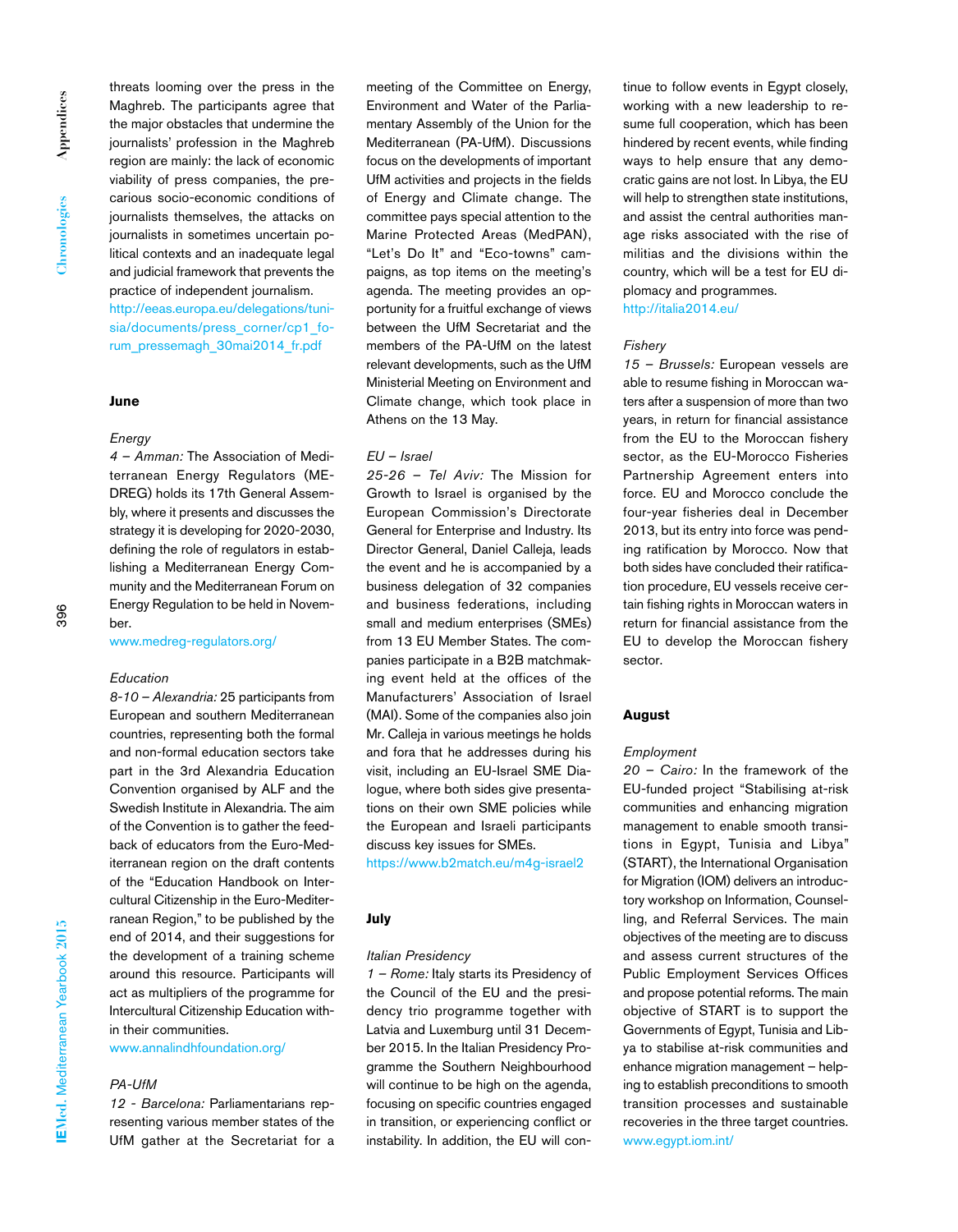threats looming over the press in the Maghreb. The participants agree that the major obstacles that undermine the journalists' profession in the Maghreb region are mainly: the lack of economic viability of press companies, the precarious socio-economic conditions of journalists themselves, the attacks on journalists in sometimes uncertain political contexts and an inadequate legal and judicial framework that prevents the practice of independent journalism.
http://eeas.europa.eu/delegations/tunisia/documents/press_corner/cp1_forum_pressemagh_30mai2014_fr.pdf

### June

*Energy*
*4 – Amman:* The Association of Mediterranean Energy Regulators (MEDREG) holds its 17th General Assembly, where it presents and discusses the strategy it is developing for 2020-2030, defining the role of regulators in establishing a Mediterranean Energy Community and the Mediterranean Forum on Energy Regulation to be held in November.
www.medreg-regulators.org/

*Education*
*8-10 – Alexandria:* 25 participants from European and southern Mediterranean countries, representing both the formal and non-formal education sectors take part in the 3rd Alexandria Education Convention organised by ALF and the Swedish Institute in Alexandria. The aim of the Convention is to gather the feedback of educators from the Euro-Mediterranean region on the draft contents of the "Education Handbook on Intercultural Citizenship in the Euro-Mediterranean Region," to be published by the end of 2014, and their suggestions for the development of a training scheme around this resource. Participants will act as multipliers of the programme for Intercultural Citizenship Education within their communities.
www.annalindhfoundation.org/

*PA-UfM*
*12 - Barcelona:* Parliamentarians representing various member states of the UfM gather at the Secretariat for a meeting of the Committee on Energy, Environment and Water of the Parliamentary Assembly of the Union for the Mediterranean (PA-UfM). Discussions focus on the developments of important UfM activities and projects in the fields of Energy and Climate change. The committee pays special attention to the Marine Protected Areas (MedPAN), "Let's Do It" and "Eco-towns" campaigns, as top items on the meeting's agenda. The meeting provides an opportunity for a fruitful exchange of views between the UfM Secretariat and the members of the PA-UfM on the latest relevant developments, such as the UfM Ministerial Meeting on Environment and Climate change, which took place in Athens on the 13 May.

*EU – Israel*
*25-26 – Tel Aviv:* The Mission for Growth to Israel is organised by the European Commission's Directorate General for Enterprise and Industry. Its Director General, Daniel Calleja, leads the event and he is accompanied by a business delegation of 32 companies and business federations, including small and medium enterprises (SMEs) from 13 EU Member States. The companies participate in a B2B matchmaking event held at the offices of the Manufacturers' Association of Israel (MAI). Some of the companies also join Mr. Calleja in various meetings he holds and fora that he addresses during his visit, including an EU-Israel SME Dialogue, where both sides give presentations on their own SME policies while the European and Israeli participants discuss key issues for SMEs.
https://www.b2match.eu/m4g-israel2

### July

*Italian Presidency*
*1 – Rome:* Italy starts its Presidency of the Council of the EU and the presidency trio programme together with Latvia and Luxemburg until 31 December 2015. In the Italian Presidency Programme the Southern Neighbourhood will continue to be high on the agenda, focusing on specific countries engaged in transition, or experiencing conflict or instability. In addition, the EU will continue to follow events in Egypt closely, working with a new leadership to resume full cooperation, which has been hindered by recent events, while finding ways to help ensure that any democratic gains are not lost. In Libya, the EU will help to strengthen state institutions, and assist the central authorities manage risks associated with the rise of militias and the divisions within the country, which will be a test for EU diplomacy and programmes.
http://italia2014.eu/

*Fishery*
*15 – Brussels:* European vessels are able to resume fishing in Moroccan waters after a suspension of more than two years, in return for financial assistance from the EU to the Moroccan fishery sector, as the EU-Morocco Fisheries Partnership Agreement enters into force. EU and Morocco conclude the four-year fisheries deal in December 2013, but its entry into force was pending ratification by Morocco. Now that both sides have concluded their ratification procedure, EU vessels receive certain fishing rights in Moroccan waters in return for financial assistance from the EU to develop the Moroccan fishery sector.

### August

*Employment*
*20 – Cairo:* In the framework of the EU-funded project "Stabilising at-risk communities and enhancing migration management to enable smooth transitions in Egypt, Tunisia and Libya" (START), the International Organisation for Migration (IOM) delivers an introductory workshop on Information, Counselling, and Referral Services. The main objectives of the meeting are to discuss and assess current structures of the Public Employment Services Offices and propose potential reforms. The main objective of START is to support the Governments of Egypt, Tunisia and Libya to stabilise at-risk communities and enhance migration management – helping to establish preconditions to smooth transition processes and sustainable recoveries in the three target countries.
www.egypt.iom.int/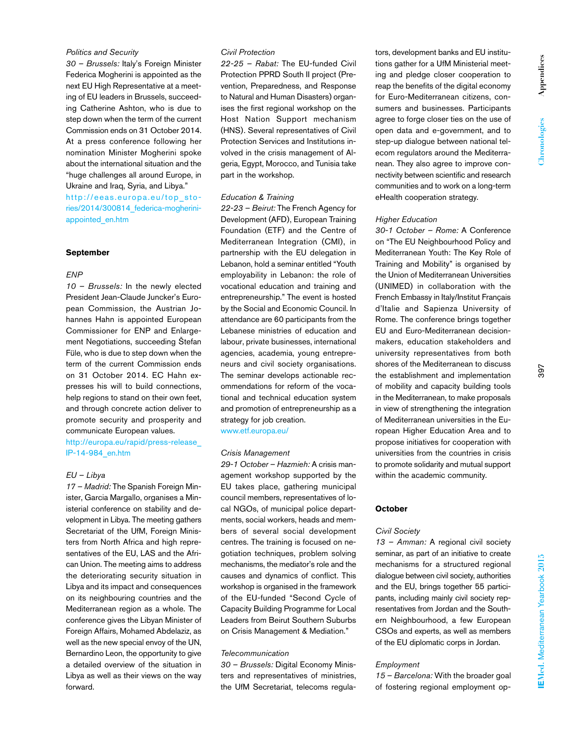*Politics and Security*

*30 – Brussels:* Italy's Foreign Minister Federica Mogherini is appointed as the next EU High Representative at a meeting of EU leaders in Brussels, succeeding Catherine Ashton, who is due to step down when the term of the current Commission ends on 31 October 2014. At a press conference following her nomination Minister Mogherini spoke about the international situation and the "huge challenges all around Europe, in Ukraine and Iraq, Syria, and Libya."

http://eeas.europa.eu/top_stories/2014/300814_federica-mogherini-appointed_en.htm

**September**

*ENP*

*10 – Brussels:* In the newly elected President Jean-Claude Juncker's European Commission, the Austrian Johannes Hahn is appointed European Commissioner for ENP and Enlargement Negotiations, succeeding Štefan Füle, who is due to step down when the term of the current Commission ends on 31 October 2014. EC Hahn expresses his will to build connections, help regions to stand on their own feet, and through concrete action deliver to promote security and prosperity and communicate European values.

http://europa.eu/rapid/press-release_IP-14-984_en.htm

*EU – Libya*

*17 – Madrid:* The Spanish Foreign Minister, Garcia Margallo, organises a Ministerial conference on stability and development in Libya. The meeting gathers Secretariat of the UfM, Foreign Ministers from North Africa and high representatives of the EU, LAS and the African Union. The meeting aims to address the deteriorating security situation in Libya and its impact and consequences on its neighbouring countries and the Mediterranean region as a whole. The conference gives the Libyan Minister of Foreign Affairs, Mohamed Abdelaziz, as well as the new special envoy of the UN, Bernardino Leon, the opportunity to give a detailed overview of the situation in Libya as well as their views on the way forward.

*Civil Protection*

*22-25 – Rabat:* The EU-funded Civil Protection PPRD South II project (Prevention, Preparedness, and Response to Natural and Human Disasters) organises the first regional workshop on the Host Nation Support mechanism (HNS). Several representatives of Civil Protection Services and Institutions involved in the crisis management of Algeria, Egypt, Morocco, and Tunisia take part in the workshop.

*Education & Training*

*22-23 – Beirut:* The French Agency for Development (AFD), European Training Foundation (ETF) and the Centre of Mediterranean Integration (CMI), in partnership with the EU delegation in Lebanon, hold a seminar entitled "Youth employability in Lebanon: the role of vocational education and training and entrepreneurship." The event is hosted by the Social and Economic Council. In attendance are 60 participants from the Lebanese ministries of education and labour, private businesses, international agencies, academia, young entrepreneurs and civil society organisations. The seminar develops actionable recommendations for reform of the vocational and technical education system and promotion of entrepreneurship as a strategy for job creation.

www.etf.europa.eu/

*Crisis Management*

*29-1 October – Hazmieh:* A crisis management workshop supported by the EU takes place, gathering municipal council members, representatives of local NGOs, of municipal police departments, social workers, heads and members of several social development centres. The training is focused on negotiation techniques, problem solving mechanisms, the mediator's role and the causes and dynamics of conflict. This workshop is organised in the framework of the EU-funded "Second Cycle of Capacity Building Programme for Local Leaders from Beirut Southern Suburbs on Crisis Management & Mediation."

*Telecommunication*

*30 – Brussels:* Digital Economy Ministers and representatives of ministries, the UfM Secretariat, telecoms regulators, development banks and EU institutions gather for a UfM Ministerial meeting and pledge closer cooperation to reap the benefits of the digital economy for Euro-Mediterranean citizens, consumers and businesses. Participants agree to forge closer ties on the use of open data and e-government, and to step-up dialogue between national telecom regulators around the Mediterranean. They also agree to improve connectivity between scientific and research communities and to work on a long-term eHealth cooperation strategy.

*Higher Education*

*30-1 October – Rome:* A Conference on "The EU Neighbourhood Policy and Mediterranean Youth: The Key Role of Training and Mobility" is organised by the Union of Mediterranean Universities (UNIMED) in collaboration with the French Embassy in Italy/Institut Français d'Italie and Sapienza University of Rome. The conference brings together EU and Euro-Mediterranean decision-makers, education stakeholders and university representatives from both shores of the Mediterranean to discuss the establishment and implementation of mobility and capacity building tools in the Mediterranean, to make proposals in view of strengthening the integration of Mediterranean universities in the European Higher Education Area and to propose initiatives for cooperation with universities from the countries in crisis to promote solidarity and mutual support within the academic community.

**October**

*Civil Society*

*13 – Amman:* A regional civil society seminar, as part of an initiative to create mechanisms for a structured regional dialogue between civil society, authorities and the EU, brings together 55 participants, including mainly civil society representatives from Jordan and the Southern Neighbourhood, a few European CSOs and experts, as well as members of the EU diplomatic corps in Jordan.

*Employment*

*15 – Barcelona:* With the broader goal of fostering regional employment op-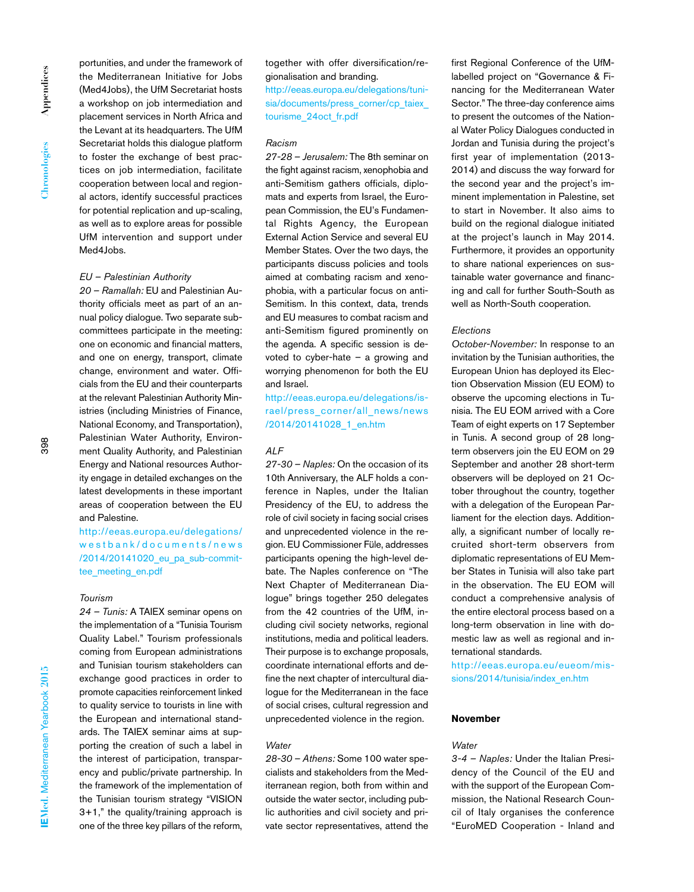portunities, and under the framework of the Mediterranean Initiative for Jobs (Med4Jobs), the UfM Secretariat hosts a workshop on job intermediation and placement services in North Africa and the Levant at its headquarters. The UfM Secretariat holds this dialogue platform to foster the exchange of best practices on job intermediation, facilitate cooperation between local and regional actors, identify successful practices for potential replication and up-scaling, as well as to explore areas for possible UfM intervention and support under Med4Jobs.

*EU – Palestinian Authority*

*20 – Ramallah:* EU and Palestinian Authority officials meet as part of an annual policy dialogue. Two separate subcommittees participate in the meeting: one on economic and financial matters, and one on energy, transport, climate change, environment and water. Officials from the EU and their counterparts at the relevant Palestinian Authority Ministries (including Ministries of Finance, National Economy, and Transportation), Palestinian Water Authority, Environment Quality Authority, and Palestinian Energy and National resources Authority engage in detailed exchanges on the latest developments in these important areas of cooperation between the EU and Palestine.

http://eeas.europa.eu/delegations/westbank/documents/news/2014/20141020_eu_pa_sub-committee_meeting_en.pdf

*Tourism*

*24 – Tunis:* A TAIEX seminar opens on the implementation of a "Tunisia Tourism Quality Label." Tourism professionals coming from European administrations and Tunisian tourism stakeholders can exchange good practices in order to promote capacities reinforcement linked to quality service to tourists in line with the European and international standards. The TAIEX seminar aims at supporting the creation of such a label in the interest of participation, transparency and public/private partnership. In the framework of the implementation of the Tunisian tourism strategy "VISION 3+1," the quality/training approach is one of the three key pillars of the reform, together with offer diversification/regionalisation and branding.

http://eeas.europa.eu/delegations/tunisia/documents/press_corner/cp_taiex_tourisme_24oct_fr.pdf

*Racism*

*27-28 – Jerusalem:* The 8th seminar on the fight against racism, xenophobia and anti-Semitism gathers officials, diplomats and experts from Israel, the European Commission, the EU's Fundamental Rights Agency, the European External Action Service and several EU Member States. Over the two days, the participants discuss policies and tools aimed at combating racism and xenophobia, with a particular focus on anti-Semitism. In this context, data, trends and EU measures to combat racism and anti-Semitism figured prominently on the agenda. A specific session is devoted to cyber-hate – a growing and worrying phenomenon for both the EU and Israel.

http://eeas.europa.eu/delegations/israel/press_corner/all_news/news/2014/20141028_1_en.htm

*ALF*

*27-30 – Naples:* On the occasion of its 10th Anniversary, the ALF holds a conference in Naples, under the Italian Presidency of the EU, to address the role of civil society in facing social crises and unprecedented violence in the region. EU Commissioner Füle, addresses participants opening the high-level debate. The Naples conference on "The Next Chapter of Mediterranean Dialogue" brings together 250 delegates from the 42 countries of the UfM, including civil society networks, regional institutions, media and political leaders. Their purpose is to exchange proposals, coordinate international efforts and define the next chapter of intercultural dialogue for the Mediterranean in the face of social crises, cultural regression and unprecedented violence in the region.

*Water*

*28-30 – Athens:* Some 100 water specialists and stakeholders from the Mediterranean region, both from within and outside the water sector, including public authorities and civil society and private sector representatives, attend the first Regional Conference of the UfM-labelled project on "Governance & Financing for the Mediterranean Water Sector." The three-day conference aims to present the outcomes of the National Water Policy Dialogues conducted in Jordan and Tunisia during the project's first year of implementation (2013-2014) and discuss the way forward for the second year and the project's imminent implementation in Palestine, set to start in November. It also aims to build on the regional dialogue initiated at the project's launch in May 2014. Furthermore, it provides an opportunity to share national experiences on sustainable water governance and financing and call for further South-South as well as North-South cooperation.

*Elections*

*October-November:* In response to an invitation by the Tunisian authorities, the European Union has deployed its Election Observation Mission (EU EOM) to observe the upcoming elections in Tunisia. The EU EOM arrived with a Core Team of eight experts on 17 September in Tunis. A second group of 28 long-term observers join the EU EOM on 29 September and another 28 short-term observers will be deployed on 21 October throughout the country, together with a delegation of the European Parliament for the election days. Additionally, a significant number of locally recruited short-term observers from diplomatic representations of EU Member States in Tunisia will also take part in the observation. The EU EOM will conduct a comprehensive analysis of the entire electoral process based on a long-term observation in line with domestic law as well as regional and international standards.

http://eeas.europa.eu/eueom/missions/2014/tunisia/index_en.htm

**November**

*Water*

*3-4 – Naples:* Under the Italian Presidency of the Council of the EU and with the support of the European Commission, the National Research Council of Italy organises the conference "EuroMED Cooperation - Inland and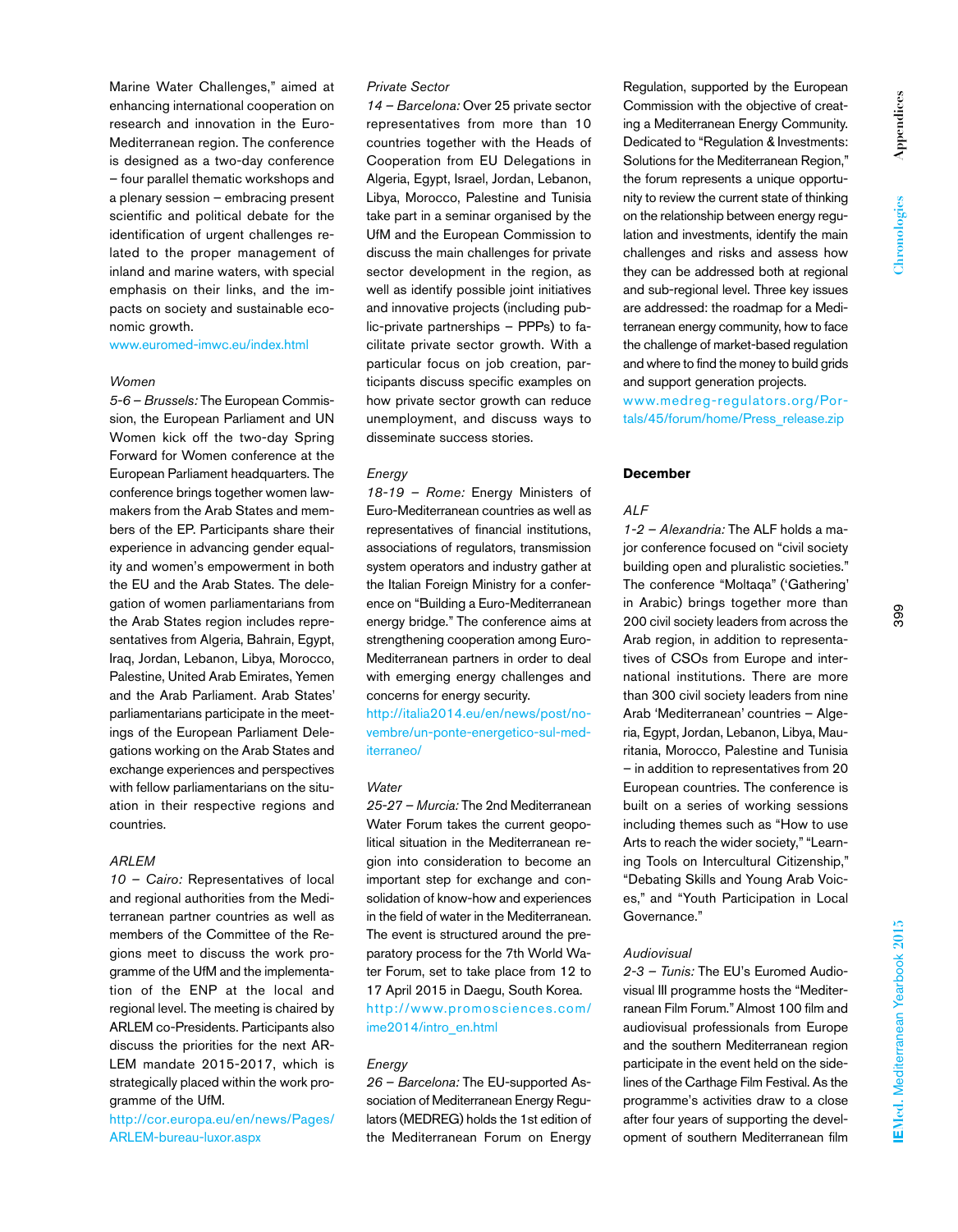Marine Water Challenges," aimed at enhancing international cooperation on research and innovation in the Euro-Mediterranean region. The conference is designed as a two-day conference – four parallel thematic workshops and a plenary session – embracing present scientific and political debate for the identification of urgent challenges related to the proper management of inland and marine waters, with special emphasis on their links, and the impacts on society and sustainable economic growth.

www.euromed-imwc.eu/index.html

*Women*

*5-6 – Brussels:* The European Commission, the European Parliament and UN Women kick off the two-day Spring Forward for Women conference at the European Parliament headquarters. The conference brings together women lawmakers from the Arab States and members of the EP. Participants share their experience in advancing gender equality and women's empowerment in both the EU and the Arab States. The delegation of women parliamentarians from the Arab States region includes representatives from Algeria, Bahrain, Egypt, Iraq, Jordan, Lebanon, Libya, Morocco, Palestine, United Arab Emirates, Yemen and the Arab Parliament. Arab States' parliamentarians participate in the meetings of the European Parliament Delegations working on the Arab States and exchange experiences and perspectives with fellow parliamentarians on the situation in their respective regions and countries.

*ARLEM*

*10 – Cairo:* Representatives of local and regional authorities from the Mediterranean partner countries as well as members of the Committee of the Regions meet to discuss the work programme of the UfM and the implementation of the ENP at the local and regional level. The meeting is chaired by ARLEM co-Presidents. Participants also discuss the priorities for the next ARLEM mandate 2015-2017, which is strategically placed within the work programme of the UfM.

http://cor.europa.eu/en/news/Pages/ARLEM-bureau-luxor.aspx

*Private Sector*

*14 – Barcelona:* Over 25 private sector representatives from more than 10 countries together with the Heads of Cooperation from EU Delegations in Algeria, Egypt, Israel, Jordan, Lebanon, Libya, Morocco, Palestine and Tunisia take part in a seminar organised by the UfM and the European Commission to discuss the main challenges for private sector development in the region, as well as identify possible joint initiatives and innovative projects (including public-private partnerships – PPPs) to facilitate private sector growth. With a particular focus on job creation, participants discuss specific examples on how private sector growth can reduce unemployment, and discuss ways to disseminate success stories.

*Energy*

*18-19 – Rome:* Energy Ministers of Euro-Mediterranean countries as well as representatives of financial institutions, associations of regulators, transmission system operators and industry gather at the Italian Foreign Ministry for a conference on "Building a Euro-Mediterranean energy bridge." The conference aims at strengthening cooperation among Euro-Mediterranean partners in order to deal with emerging energy challenges and concerns for energy security.

http://italia2014.eu/en/news/post/novembre/un-ponte-energetico-sul-mediterraneo/

*Water*

*25-27 – Murcia:* The 2nd Mediterranean Water Forum takes the current geopolitical situation in the Mediterranean region into consideration to become an important step for exchange and consolidation of know-how and experiences in the field of water in the Mediterranean. The event is structured around the preparatory process for the 7th World Water Forum, set to take place from 12 to 17 April 2015 in Daegu, South Korea.

http://www.promosciences.com/ime2014/intro_en.html

*Energy*

*26 – Barcelona:* The EU-supported Association of Mediterranean Energy Regulators (MEDREG) holds the 1st edition of the Mediterranean Forum on Energy Regulation, supported by the European Commission with the objective of creating a Mediterranean Energy Community. Dedicated to "Regulation & Investments: Solutions for the Mediterranean Region," the forum represents a unique opportunity to review the current state of thinking on the relationship between energy regulation and investments, identify the main challenges and risks and assess how they can be addressed both at regional and sub-regional level. Three key issues are addressed: the roadmap for a Mediterranean energy community, how to face the challenge of market-based regulation and where to find the money to build grids and support generation projects.

www.medreg-regulators.org/Portals/45/forum/home/Press_release.zip

**December**

*ALF*

*1-2 – Alexandria:* The ALF holds a major conference focused on "civil society building open and pluralistic societies." The conference "Moltaqa" ('Gathering' in Arabic) brings together more than 200 civil society leaders from across the Arab region, in addition to representatives of CSOs from Europe and international institutions. There are more than 300 civil society leaders from nine Arab 'Mediterranean' countries – Algeria, Egypt, Jordan, Lebanon, Libya, Mauritania, Morocco, Palestine and Tunisia – in addition to representatives from 20 European countries. The conference is built on a series of working sessions including themes such as "How to use Arts to reach the wider society," "Learning Tools on Intercultural Citizenship," "Debating Skills and Young Arab Voices," and "Youth Participation in Local Governance."

*Audiovisual*

*2-3 – Tunis:* The EU's Euromed Audiovisual III programme hosts the "Mediterranean Film Forum." Almost 100 film and audiovisual professionals from Europe and the southern Mediterranean region participate in the event held on the sidelines of the Carthage Film Festival. As the programme's activities draw to a close after four years of supporting the development of southern Mediterranean film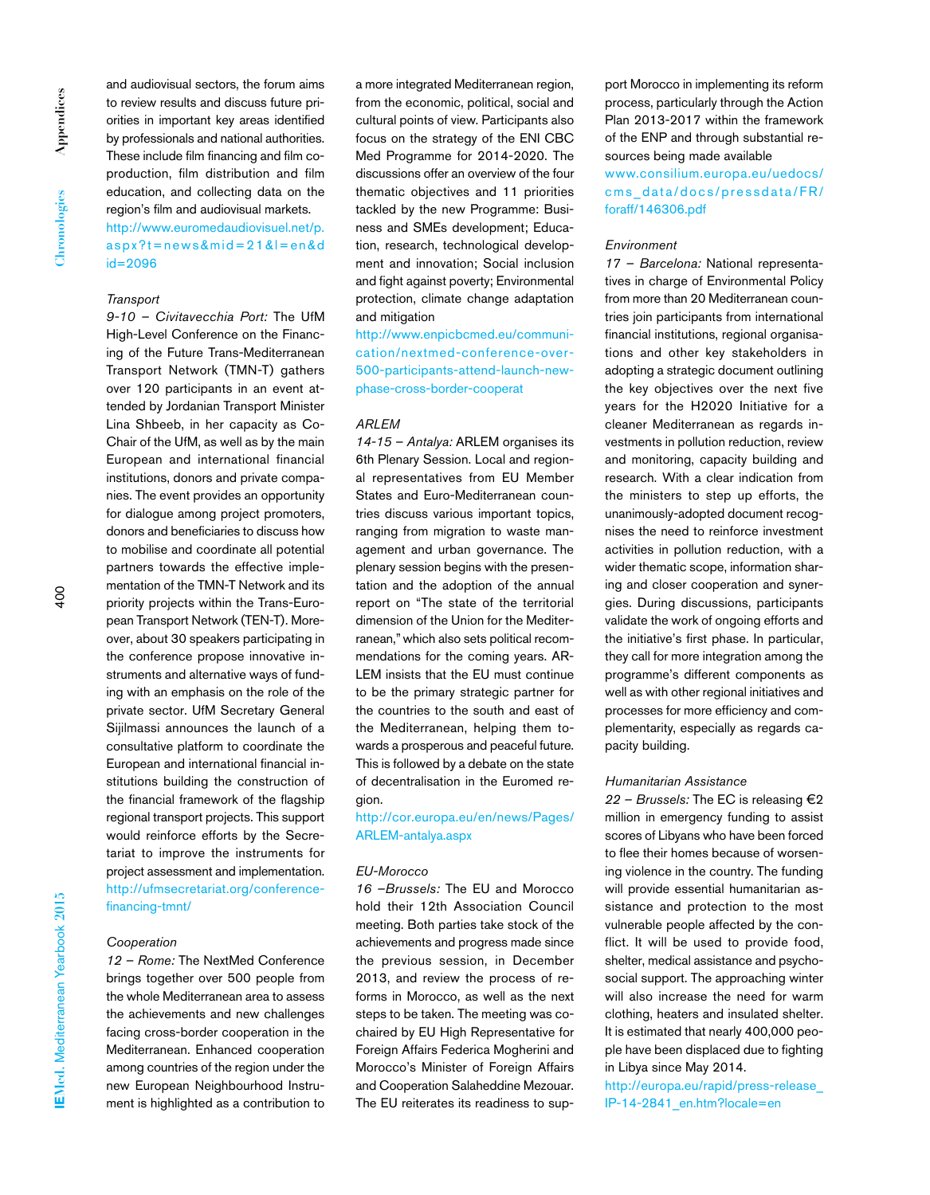and audiovisual sectors, the forum aims to review results and discuss future priorities in important key areas identified by professionals and national authorities. These include film financing and film co-production, film distribution and film education, and collecting data on the region's film and audiovisual markets.
http://www.euromedaudiovisuel.net/p.aspx?t=news&mid=21&l=en&did=2096

*Transport*

*9-10 – Civitavecchia Port:* The UfM High-Level Conference on the Financing of the Future Trans-Mediterranean Transport Network (TMN-T) gathers over 120 participants in an event attended by Jordanian Transport Minister Lina Shbeeb, in her capacity as Co-Chair of the UfM, as well as by the main European and international financial institutions, donors and private companies. The event provides an opportunity for dialogue among project promoters, donors and beneficiaries to discuss how to mobilise and coordinate all potential partners towards the effective implementation of the TMN-T Network and its priority projects within the Trans-European Transport Network (TEN-T). Moreover, about 30 speakers participating in the conference propose innovative instruments and alternative ways of funding with an emphasis on the role of the private sector. UfM Secretary General Sijilmassi announces the launch of a consultative platform to coordinate the European and international financial institutions building the construction of the financial framework of the flagship regional transport projects. This support would reinforce efforts by the Secretariat to improve the instruments for project assessment and implementation.
http://ufmsecretariat.org/conference-financing-tmnt/

*Cooperation*

*12 – Rome:* The NextMed Conference brings together over 500 people from the whole Mediterranean area to assess the achievements and new challenges facing cross-border cooperation in the Mediterranean. Enhanced cooperation among countries of the region under the new European Neighbourhood Instrument is highlighted as a contribution to a more integrated Mediterranean region, from the economic, political, social and cultural points of view. Participants also focus on the strategy of the ENI CBC Med Programme for 2014-2020. The discussions offer an overview of the four thematic objectives and 11 priorities tackled by the new Programme: Business and SMEs development; Education, research, technological development and innovation; Social inclusion and fight against poverty; Environmental protection, climate change adaptation and mitigation
http://www.enpicbcmed.eu/communication/nextmed-conference-over-500-participants-attend-launch-new-phase-cross-border-cooperat

*ARLEM*

*14-15 – Antalya:* ARLEM organises its 6th Plenary Session. Local and regional representatives from EU Member States and Euro-Mediterranean countries discuss various important topics, ranging from migration to waste management and urban governance. The plenary session begins with the presentation and the adoption of the annual report on "The state of the territorial dimension of the Union for the Mediterranean," which also sets political recommendations for the coming years. ARLEM insists that the EU must continue to be the primary strategic partner for the countries to the south and east of the Mediterranean, helping them towards a prosperous and peaceful future. This is followed by a debate on the state of decentralisation in the Euromed region.
http://cor.europa.eu/en/news/Pages/ARLEM-antalya.aspx

*EU-Morocco*

*16 –Brussels:* The EU and Morocco hold their 12th Association Council meeting. Both parties take stock of the achievements and progress made since the previous session, in December 2013, and review the process of reforms in Morocco, as well as the next steps to be taken. The meeting was co-chaired by EU High Representative for Foreign Affairs Federica Mogherini and Morocco's Minister of Foreign Affairs and Cooperation Salaheddine Mezouar. The EU reiterates its readiness to support Morocco in implementing its reform process, particularly through the Action Plan 2013-2017 within the framework of the ENP and through substantial resources being made available
www.consilium.europa.eu/uedocs/cms_data/docs/pressdata/FR/foraff/146306.pdf

*Environment*

*17 – Barcelona:* National representatives in charge of Environmental Policy from more than 20 Mediterranean countries join participants from international financial institutions, regional organisations and other key stakeholders in adopting a strategic document outlining the key objectives over the next five years for the H2020 Initiative for a cleaner Mediterranean as regards investments in pollution reduction, review and monitoring, capacity building and research. With a clear indication from the ministers to step up efforts, the unanimously-adopted document recognises the need to reinforce investment activities in pollution reduction, with a wider thematic scope, information sharing and closer cooperation and synergies. During discussions, participants validate the work of ongoing efforts and the initiative's first phase. In particular, they call for more integration among the programme's different components as well as with other regional initiatives and processes for more efficiency and complementarity, especially as regards capacity building.

*Humanitarian Assistance*

*22 – Brussels:* The EC is releasing €2 million in emergency funding to assist scores of Libyans who have been forced to flee their homes because of worsening violence in the country. The funding will provide essential humanitarian assistance and protection to the most vulnerable people affected by the conflict. It will be used to provide food, shelter, medical assistance and psychosocial support. The approaching winter will also increase the need for warm clothing, heaters and insulated shelter. It is estimated that nearly 400,000 people have been displaced due to fighting in Libya since May 2014.
http://europa.eu/rapid/press-release_IP-14-2841_en.htm?locale=en